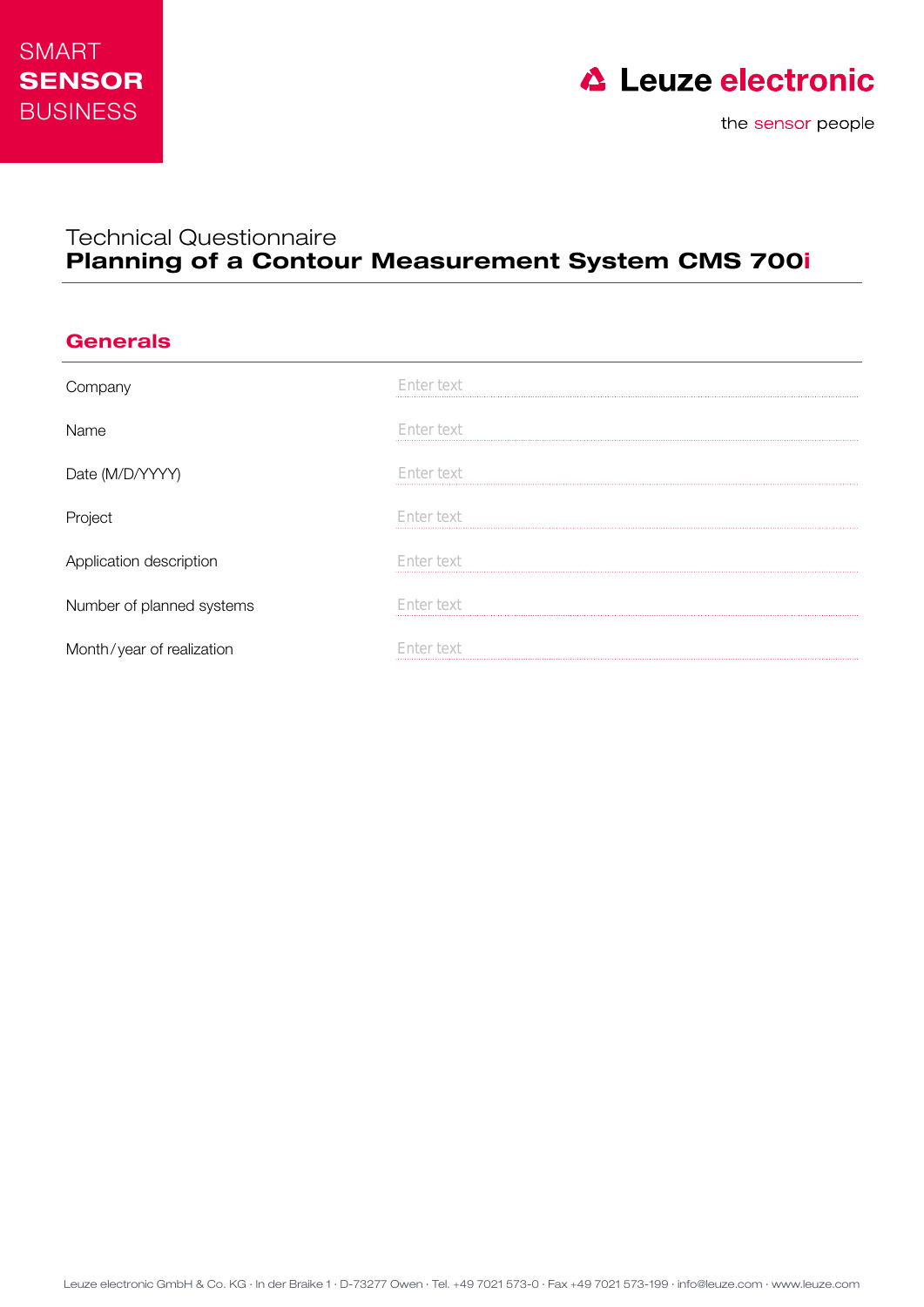SMART
**SENSOR**
BUSINESS

Leuze electronic

the sensor people

# Technical Questionnaire
## Planning of a Contour Measurement System CMS 700i

### Generals

| | |
|---|---|
| Company | Enter text |
| Name | Enter text |
| Date (M/D/YYYY) | Enter text |
| Project | Enter text |
| Application description | Enter text |
| Number of planned systems | Enter text |
| Month / year of realization | Enter text |

Leuze electronic GmbH & Co. KG · In der Braike 1 · D-73277 Owen · Tel. +49 7021 573-0 · Fax +49 7021 573-199 · info@leuze.com · www.leuze.com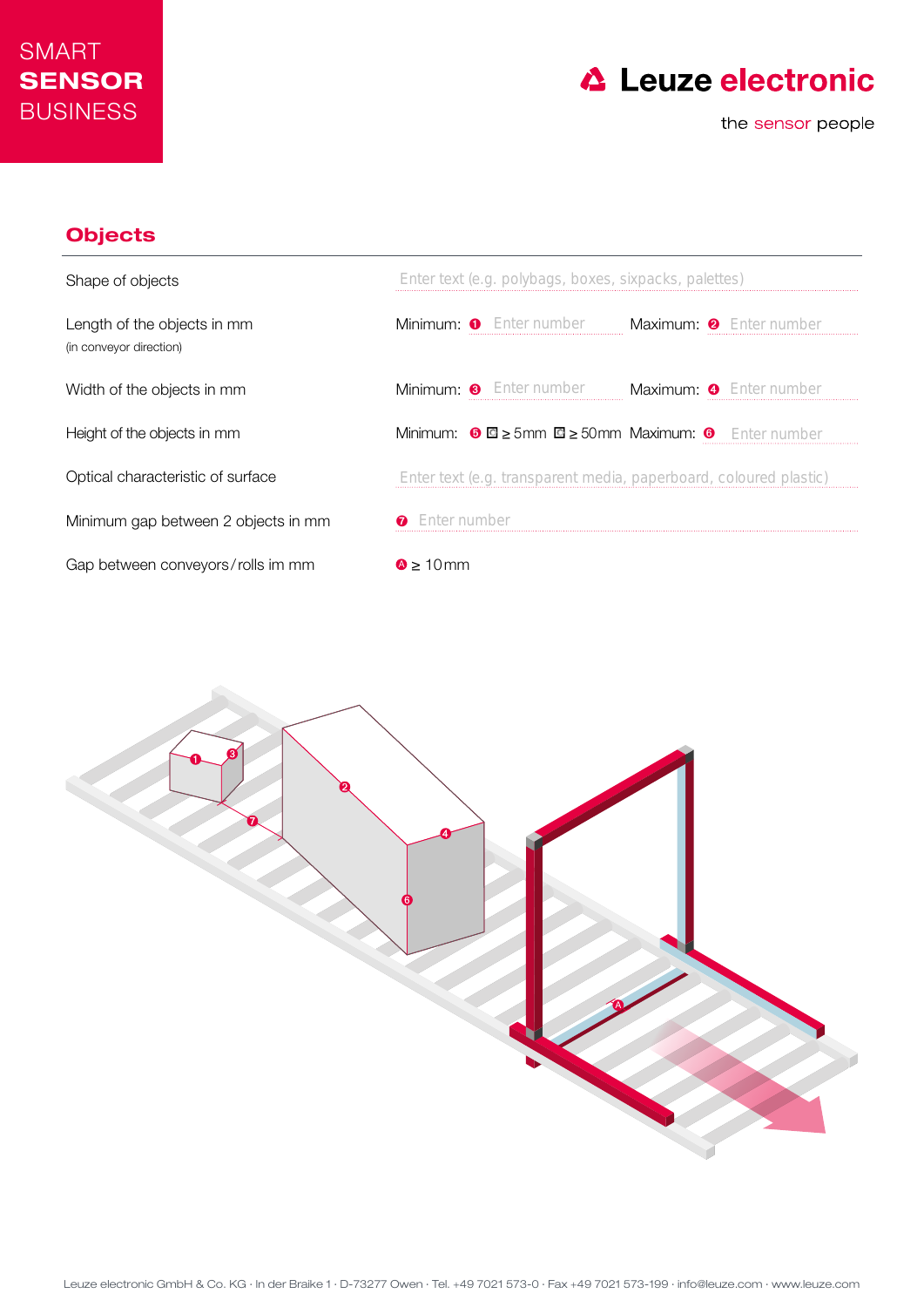SMART
**SENSOR**
BUSINESS

Leuze electronic

the sensor people

## Objects

| | |
|---|---|
| Shape of objects | Enter text (e.g. polybags, boxes, sixpacks, palettes) |
| Length of the objects in mm (in conveyor direction) | Minimum: ❶ Enter number Maximum: ❷ Enter number |
| Width of the objects in mm | Minimum: ❸ Enter number Maximum: ❹ Enter number |
| Height of the objects in mm | Minimum: ❺ ☐ ≥ 5mm ☐ ≥ 50mm Maximum: ❻ Enter number |
| Optical characteristic of surface | Enter text (e.g. transparent media, paperboard, coloured plastic) |
| Minimum gap between 2 objects in mm | ❼ Enter number |
| Gap between conveyors/rolls im mm | Ⓐ ≥ 10mm |

Leuze electronic GmbH & Co. KG · In der Braike 1 · D-73277 Owen · Tel. +49 7021 573-0 · Fax +49 7021 573-199 · info@leuze.com · www.leuze.com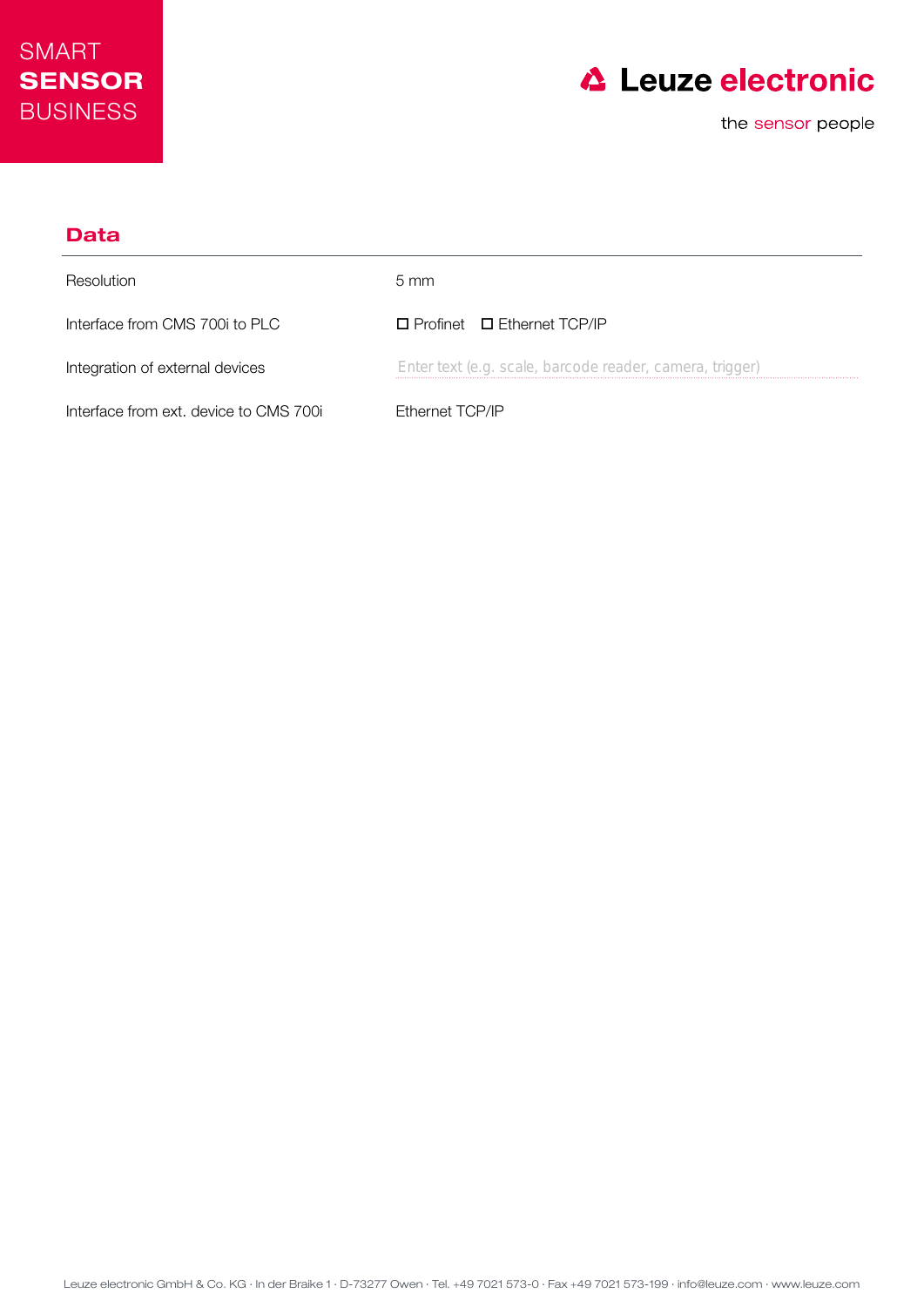## Data

| | |
|---|---|
| Resolution | 5 mm |
| Interface from CMS 700i to PLC | ☐ Profinet ☐ Ethernet TCP/IP |
| Integration of external devices | Enter text (e.g. scale, barcode reader, camera, trigger) |
| Interface from ext. device to CMS 700i | Ethernet TCP/IP |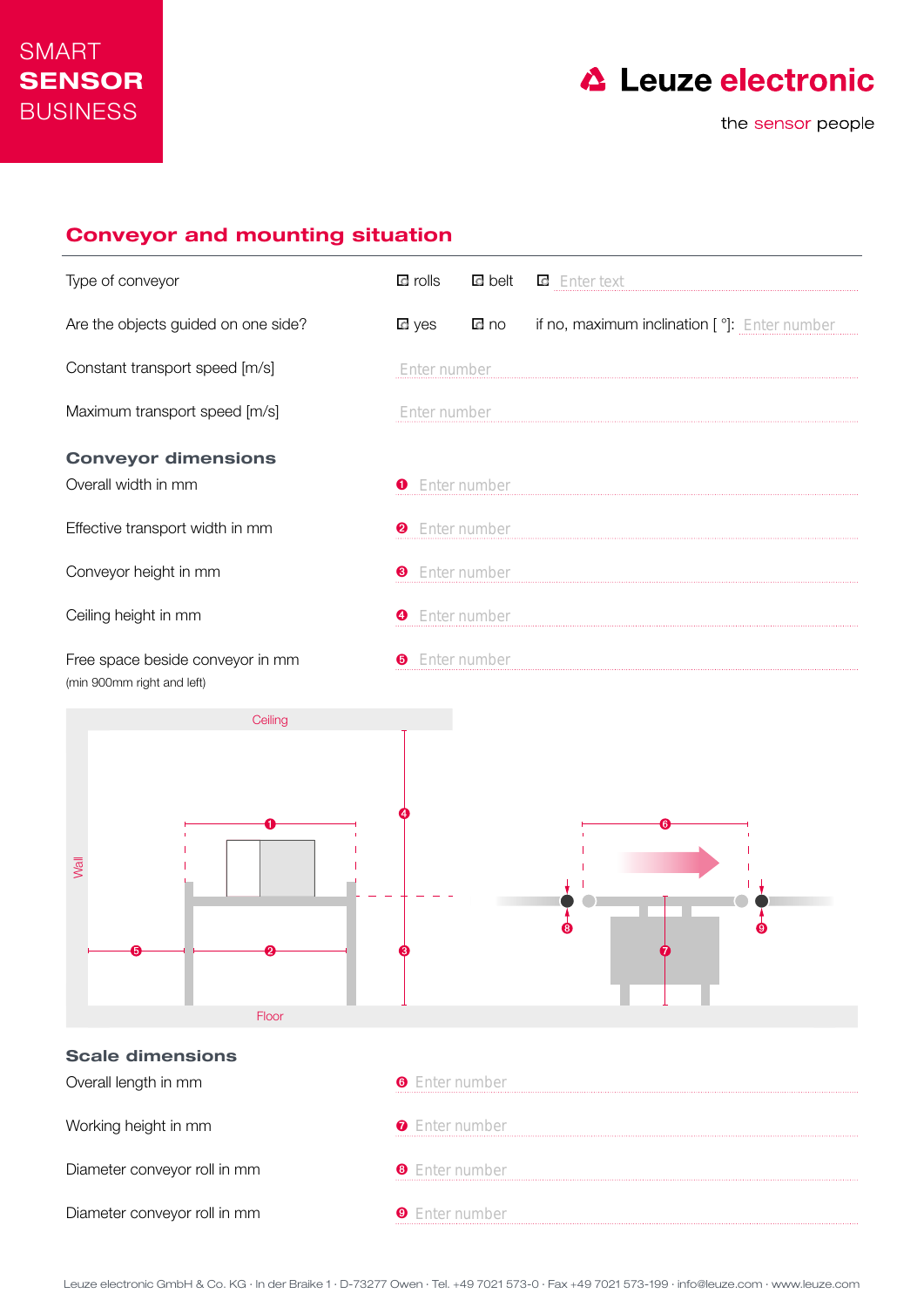SMART **SENSOR** BUSINESS

Leuze electronic
the sensor people

## Conveyor and mounting situation

| | |
|---|---|
| Type of conveyor | ☐ rolls ☐ belt ☐ Enter text |
| Are the objects guided on one side? | ☐ yes ☐ no if no, maximum inclination [ °]: Enter number |
| Constant transport speed [m/s] | Enter number |
| Maximum transport speed [m/s] | Enter number |

### Conveyor dimensions

| | |
|---|---|
| Overall width in mm | ❶ Enter number |
| Effective transport width in mm | ❷ Enter number |
| Conveyor height in mm | ❸ Enter number |
| Ceiling height in mm | ❹ Enter number |
| Free space beside conveyor in mm (min 900mm right and left) | ❺ Enter number |

Ceiling

Wall

Floor

### Scale dimensions

| | |
|---|---|
| Overall length in mm | ❻ Enter number |
| Working height in mm | ❼ Enter number |
| Diameter conveyor roll in mm | ❽ Enter number |
| Diameter conveyor roll in mm | ❾ Enter number |

Leuze electronic GmbH & Co. KG · In der Braike 1 · D-73277 Owen · Tel. +49 7021 573-0 · Fax +49 7021 573-199 · info@leuze.com · www.leuze.com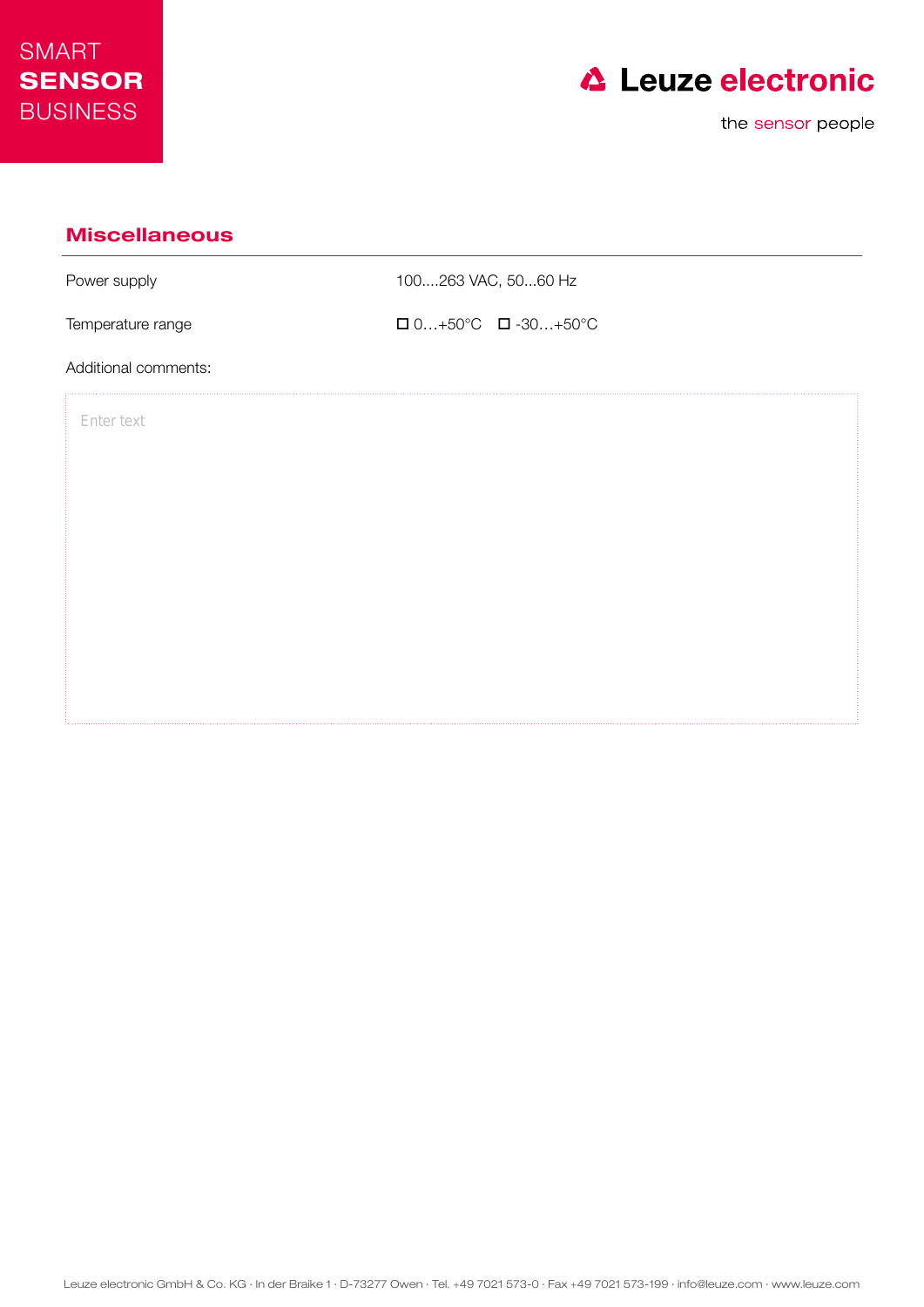## Miscellaneous

| | |
|---|---|
| Power supply | 100....263 VAC, 50...60 Hz |
| Temperature range | ☐ 0…+50°C ☐ -30…+50°C |

Additional comments:

Enter text